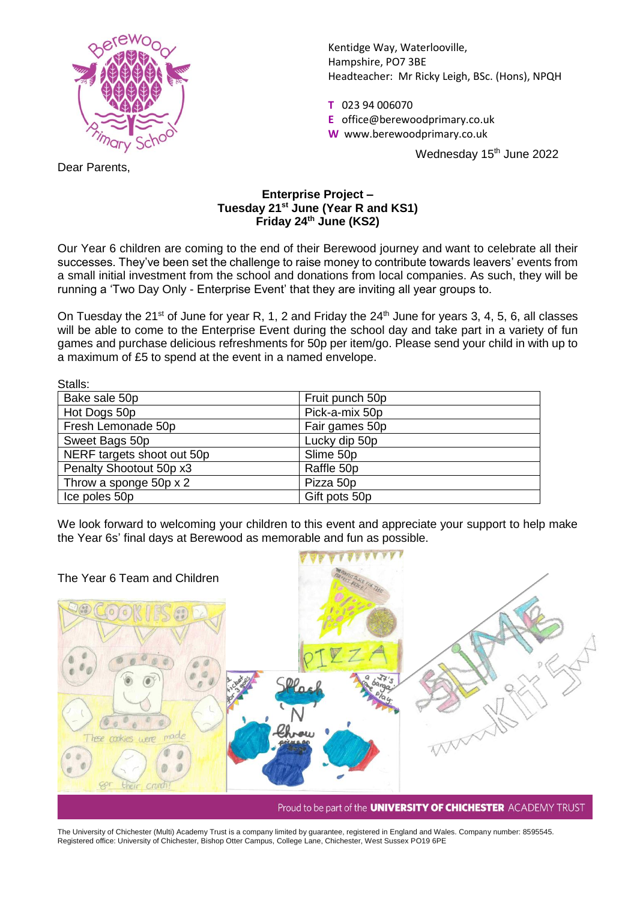Kentidge Way, Waterlooville,
Hampshire, PO7 3BE
Headteacher: Mr Ricky Leigh, BSc. (Hons), NPQH

**T** 023 94 006070
**E** office@berewoodprimary.co.uk
**W** www.berewoodprimary.co.uk

Wednesday 15th June 2022

Dear Parents,

**Enterprise Project –**
**Tuesday 21st June (Year R and KS1)**
**Friday 24th June (KS2)**

Our Year 6 children are coming to the end of their Berewood journey and want to celebrate all their successes. They've been set the challenge to raise money to contribute towards leavers' events from a small initial investment from the school and donations from local companies. As such, they will be running a 'Two Day Only - Enterprise Event' that they are inviting all year groups to.

On Tuesday the 21st of June for year R, 1, 2 and Friday the 24th June for years 3, 4, 5, 6, all classes will be able to come to the Enterprise Event during the school day and take part in a variety of fun games and purchase delicious refreshments for 50p per item/go. Please send your child in with up to a maximum of £5 to spend at the event in a named envelope.

Stalls:

| | |
|---|---|
| Bake sale 50p | Fruit punch 50p |
| Hot Dogs 50p | Pick-a-mix 50p |
| Fresh Lemonade 50p | Fair games 50p |
| Sweet Bags 50p | Lucky dip 50p |
| NERF targets shoot out 50p | Slime 50p |
| Penalty Shootout 50p x3 | Raffle 50p |
| Throw a sponge 50p x 2 | Pizza 50p |
| Ice poles 50p | Gift pots 50p |

We look forward to welcoming your children to this event and appreciate your support to help make the Year 6s' final days at Berewood as memorable and fun as possible.

The Year 6 Team and Children

Proud to be part of the **UNIVERSITY OF CHICHESTER** ACADEMY TRUST

The University of Chichester (Multi) Academy Trust is a company limited by guarantee, registered in England and Wales. Company number: 8595545.
Registered office: University of Chichester, Bishop Otter Campus, College Lane, Chichester, West Sussex PO19 6PE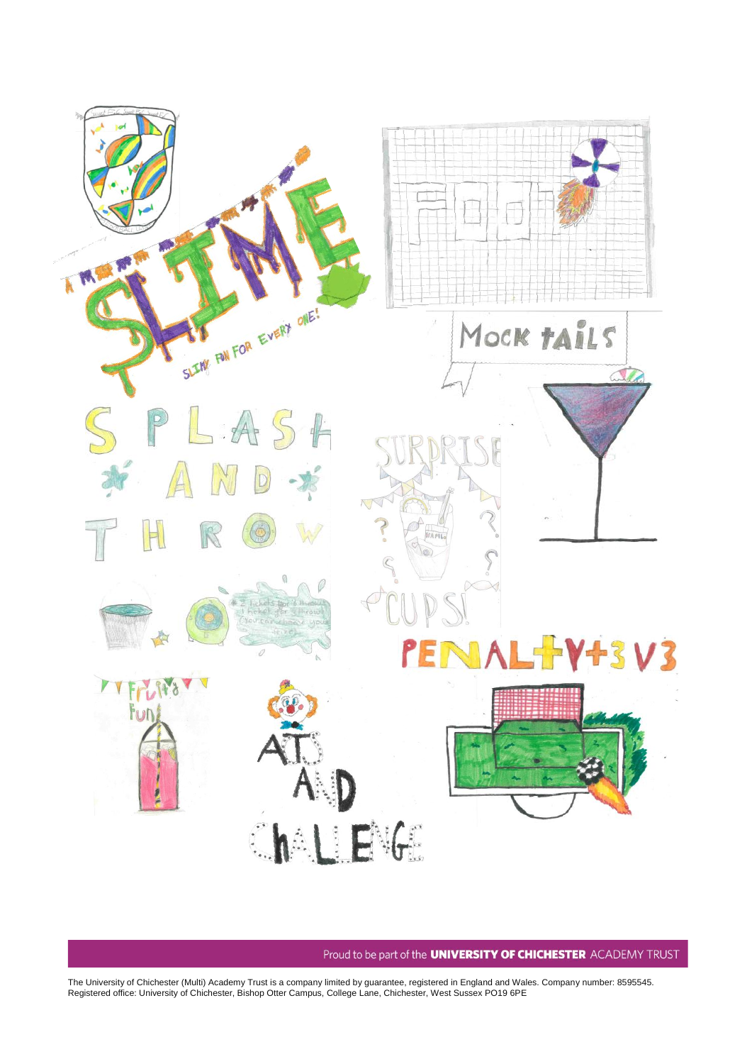SLIME

SLIMY FUN FOR EVERY ONE!

FOOT

Mock tails

SPLASH AND THROW

SURPRISE CUPS!

PENALTY+3 V3

Fruity Fun

ATS AND CHALLENGE